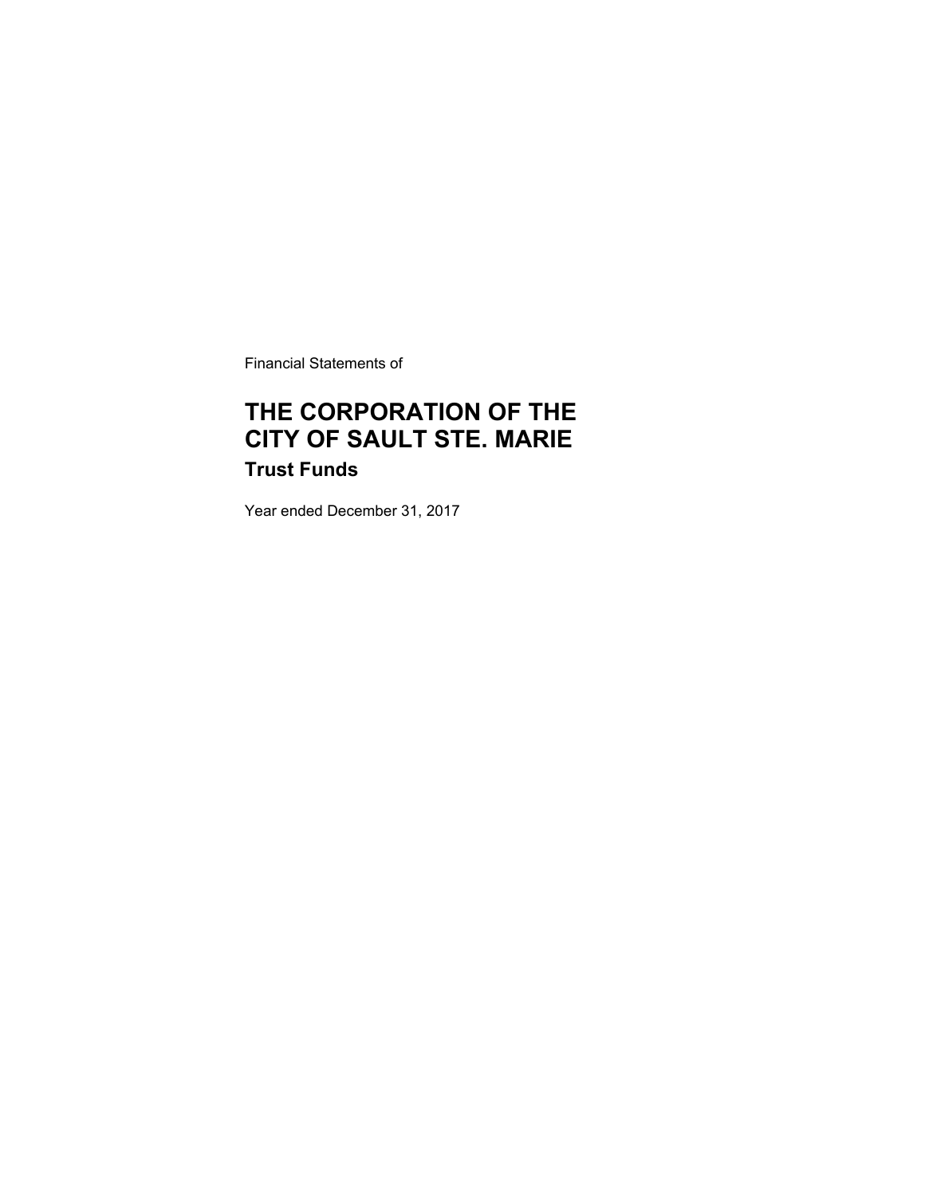Financial Statements of

# THE CORPORATION OF THE CITY OF SAULT STE. MARIE

## Trust Funds

Year ended December 31, 2017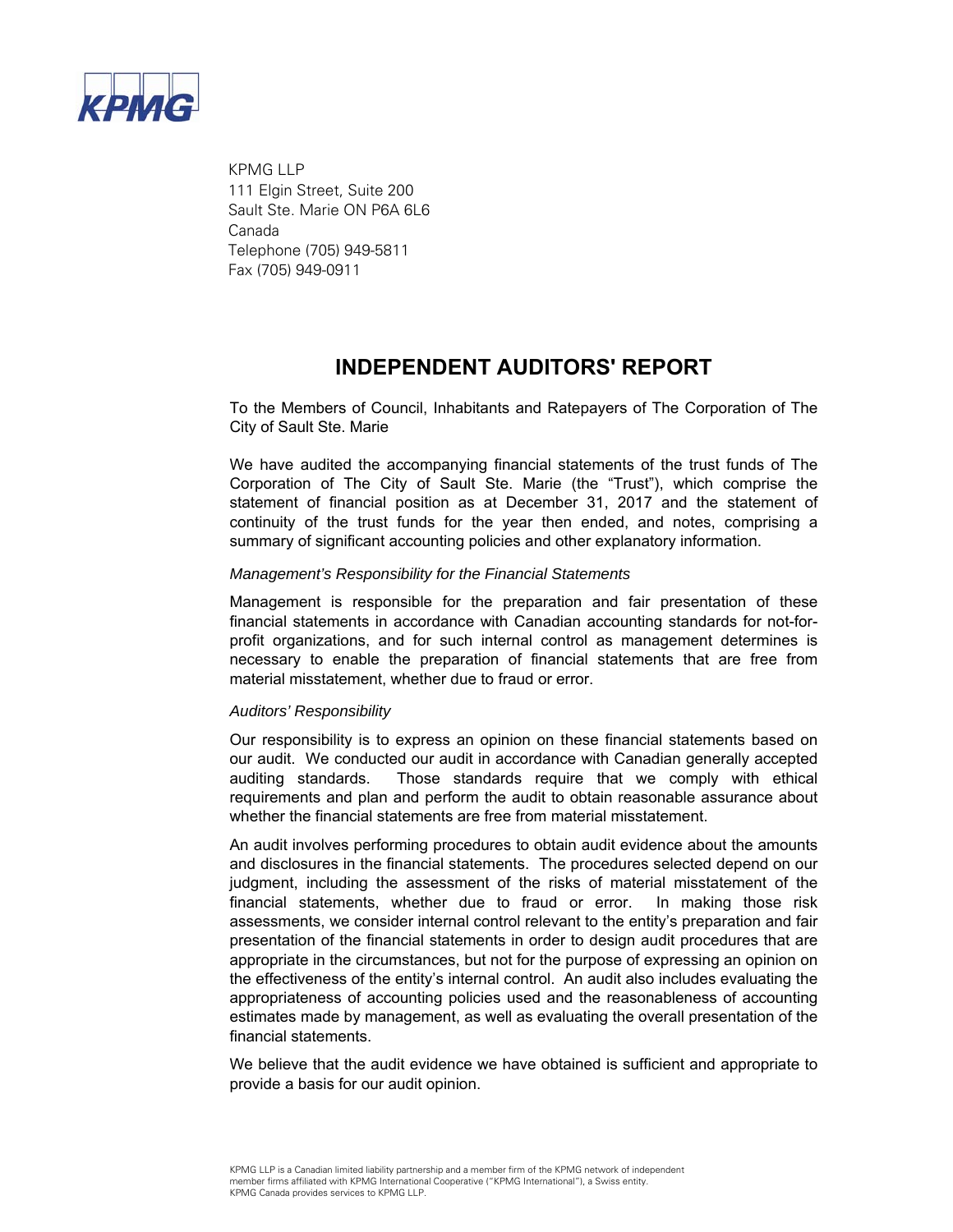KPMG LLP
111 Elgin Street, Suite 200
Sault Ste. Marie ON P6A 6L6
Canada
Telephone (705) 949-5811
Fax (705) 949-0911

# INDEPENDENT AUDITORS' REPORT

To the Members of Council, Inhabitants and Ratepayers of The Corporation of The City of Sault Ste. Marie

We have audited the accompanying financial statements of the trust funds of The Corporation of The City of Sault Ste. Marie (the "Trust"), which comprise the statement of financial position as at December 31, 2017 and the statement of continuity of the trust funds for the year then ended, and notes, comprising a summary of significant accounting policies and other explanatory information.

*Management's Responsibility for the Financial Statements*

Management is responsible for the preparation and fair presentation of these financial statements in accordance with Canadian accounting standards for not-for-profit organizations, and for such internal control as management determines is necessary to enable the preparation of financial statements that are free from material misstatement, whether due to fraud or error.

*Auditors' Responsibility*

Our responsibility is to express an opinion on these financial statements based on our audit. We conducted our audit in accordance with Canadian generally accepted auditing standards. Those standards require that we comply with ethical requirements and plan and perform the audit to obtain reasonable assurance about whether the financial statements are free from material misstatement.

An audit involves performing procedures to obtain audit evidence about the amounts and disclosures in the financial statements. The procedures selected depend on our judgment, including the assessment of the risks of material misstatement of the financial statements, whether due to fraud or error. In making those risk assessments, we consider internal control relevant to the entity's preparation and fair presentation of the financial statements in order to design audit procedures that are appropriate in the circumstances, but not for the purpose of expressing an opinion on the effectiveness of the entity's internal control. An audit also includes evaluating the appropriateness of accounting policies used and the reasonableness of accounting estimates made by management, as well as evaluating the overall presentation of the financial statements.

We believe that the audit evidence we have obtained is sufficient and appropriate to provide a basis for our audit opinion.

KPMG LLP is a Canadian limited liability partnership and a member firm of the KPMG network of independent member firms affiliated with KPMG International Cooperative ("KPMG International"), a Swiss entity. KPMG Canada provides services to KPMG LLP.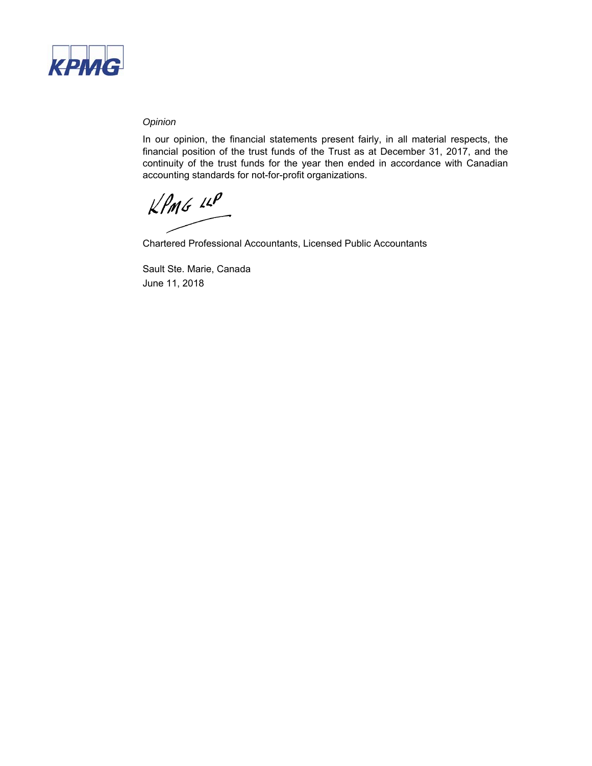*Opinion*

In our opinion, the financial statements present fairly, in all material respects, the financial position of the trust funds of the Trust as at December 31, 2017, and the continuity of the trust funds for the year then ended in accordance with Canadian accounting standards for not-for-profit organizations.

KPMG LLP

Chartered Professional Accountants, Licensed Public Accountants

Sault Ste. Marie, Canada
June 11, 2018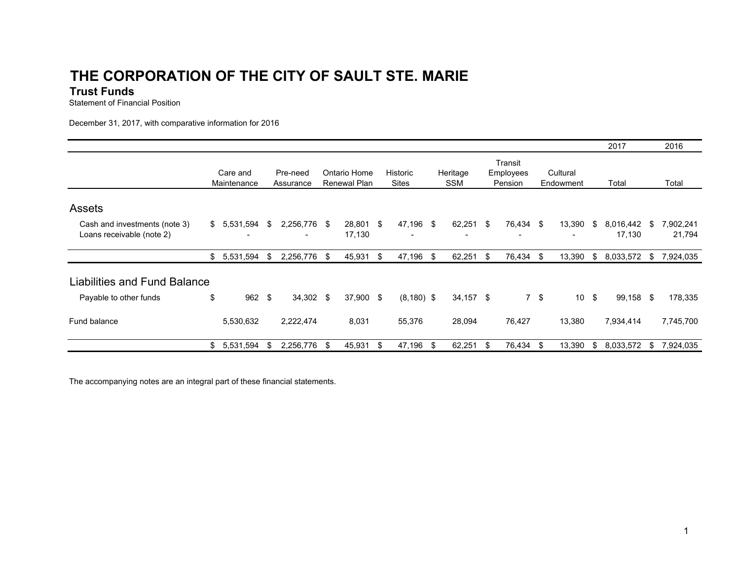# THE CORPORATION OF THE CITY OF SAULT STE. MARIE

## Trust Funds

Statement of Financial Position

December 31, 2017, with comparative information for 2016

| | Care and Maintenance | Pre-need Assurance | Ontario Home Renewal Plan | Historic Sites | Heritage SSM | Transit Employees Pension | Cultural Endowment | 2017 Total | 2016 Total |
|---|---|---|---|---|---|---|---|---|---|
| **Assets** | | | | | | | | | |
| Cash and investments (note 3) | $ 5,531,594 | $ 2,256,776 | $ 28,801 | $ 47,196 | $ 62,251 | $ 76,434 | $ 13,390 | $ 8,016,442 | $ 7,902,241 |
| Loans receivable (note 2) | - | - | 17,130 | - | - | - | - | 17,130 | 21,794 |
| | $ 5,531,594 | $ 2,256,776 | $ 45,931 | $ 47,196 | $ 62,251 | $ 76,434 | $ 13,390 | $ 8,033,572 | $ 7,924,035 |
| **Liabilities and Fund Balance** | | | | | | | | | |
| Payable to other funds | $ 962 | $ 34,302 | $ 37,900 | $ (8,180) | $ 34,157 | $ 7 | $ 10 | $ 99,158 | $ 178,335 |
| Fund balance | 5,530,632 | 2,222,474 | 8,031 | 55,376 | 28,094 | 76,427 | 13,380 | 7,934,414 | 7,745,700 |
| | $ 5,531,594 | $ 2,256,776 | $ 45,931 | $ 47,196 | $ 62,251 | $ 76,434 | $ 13,390 | $ 8,033,572 | $ 7,924,035 |

The accompanying notes are an integral part of these financial statements.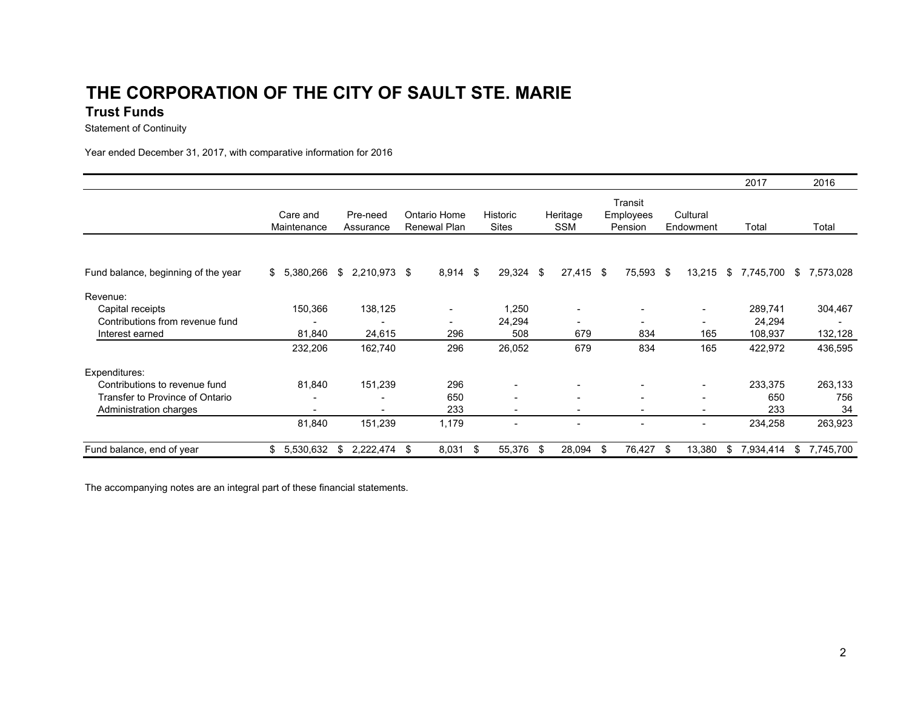# THE CORPORATION OF THE CITY OF SAULT STE. MARIE

## Trust Funds

Statement of Continuity

Year ended December 31, 2017, with comparative information for 2016

| | Care and Maintenance | Pre-need Assurance | Ontario Home Renewal Plan | Historic Sites | Heritage SSM | Transit Employees Pension | Cultural Endowment | 2017 Total | 2016 Total |
|---|---|---|---|---|---|---|---|---|---|
| Fund balance, beginning of the year | $ 5,380,266 | $ 2,210,973 | $ 8,914 | $ 29,324 | $ 27,415 | $ 75,593 | $ 13,215 | $ 7,745,700 | $ 7,573,028 |
| Revenue: | | | | | | | | | |
| Capital receipts | 150,366 | 138,125 | - | 1,250 | - | - | - | 289,741 | 304,467 |
| Contributions from revenue fund | - | - | - | 24,294 | - | - | - | 24,294 | - |
| Interest earned | 81,840 | 24,615 | 296 | 508 | 679 | 834 | 165 | 108,937 | 132,128 |
| | 232,206 | 162,740 | 296 | 26,052 | 679 | 834 | 165 | 422,972 | 436,595 |
| Expenditures: | | | | | | | | | |
| Contributions to revenue fund | 81,840 | 151,239 | 296 | - | - | - | - | 233,375 | 263,133 |
| Transfer to Province of Ontario | - | - | 650 | - | - | - | - | 650 | 756 |
| Administration charges | - | - | 233 | - | - | - | - | 233 | 34 |
| | 81,840 | 151,239 | 1,179 | - | - | - | - | 234,258 | 263,923 |
| Fund balance, end of year | $ 5,530,632 | $ 2,222,474 | $ 8,031 | $ 55,376 | $ 28,094 | $ 76,427 | $ 13,380 | $ 7,934,414 | $ 7,745,700 |

The accompanying notes are an integral part of these financial statements.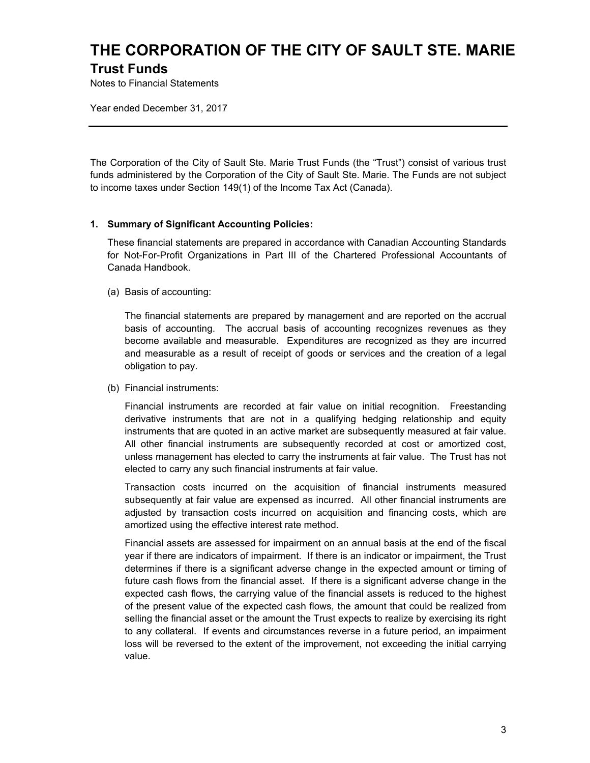# THE CORPORATION OF THE CITY OF SAULT STE. MARIE

## Trust Funds

Notes to Financial Statements

Year ended December 31, 2017

---

The Corporation of the City of Sault Ste. Marie Trust Funds (the "Trust") consist of various trust funds administered by the Corporation of the City of Sault Ste. Marie. The Funds are not subject to income taxes under Section 149(1) of the Income Tax Act (Canada).

### 1. Summary of Significant Accounting Policies:

These financial statements are prepared in accordance with Canadian Accounting Standards for Not-For-Profit Organizations in Part III of the Chartered Professional Accountants of Canada Handbook.

(a) Basis of accounting:

The financial statements are prepared by management and are reported on the accrual basis of accounting. The accrual basis of accounting recognizes revenues as they become available and measurable. Expenditures are recognized as they are incurred and measurable as a result of receipt of goods or services and the creation of a legal obligation to pay.

(b) Financial instruments:

Financial instruments are recorded at fair value on initial recognition. Freestanding derivative instruments that are not in a qualifying hedging relationship and equity instruments that are quoted in an active market are subsequently measured at fair value. All other financial instruments are subsequently recorded at cost or amortized cost, unless management has elected to carry the instruments at fair value. The Trust has not elected to carry any such financial instruments at fair value.

Transaction costs incurred on the acquisition of financial instruments measured subsequently at fair value are expensed as incurred. All other financial instruments are adjusted by transaction costs incurred on acquisition and financing costs, which are amortized using the effective interest rate method.

Financial assets are assessed for impairment on an annual basis at the end of the fiscal year if there are indicators of impairment. If there is an indicator or impairment, the Trust determines if there is a significant adverse change in the expected amount or timing of future cash flows from the financial asset. If there is a significant adverse change in the expected cash flows, the carrying value of the financial assets is reduced to the highest of the present value of the expected cash flows, the amount that could be realized from selling the financial asset or the amount the Trust expects to realize by exercising its right to any collateral. If events and circumstances reverse in a future period, an impairment loss will be reversed to the extent of the improvement, not exceeding the initial carrying value.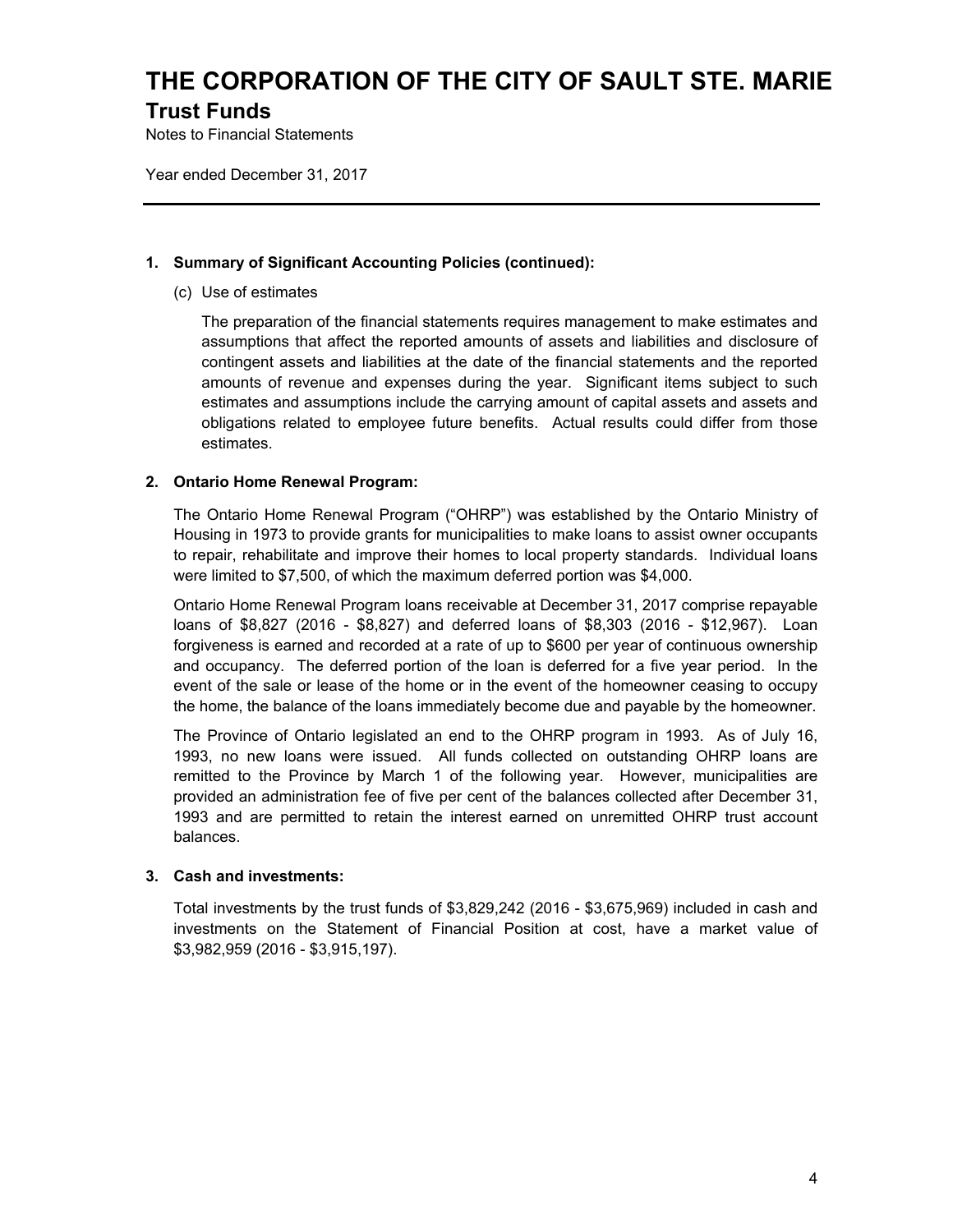# THE CORPORATION OF THE CITY OF SAULT STE. MARIE

## Trust Funds

Notes to Financial Statements

Year ended December 31, 2017

---

**1. Summary of Significant Accounting Policies (continued):**

(c) Use of estimates

The preparation of the financial statements requires management to make estimates and assumptions that affect the reported amounts of assets and liabilities and disclosure of contingent assets and liabilities at the date of the financial statements and the reported amounts of revenue and expenses during the year. Significant items subject to such estimates and assumptions include the carrying amount of capital assets and assets and obligations related to employee future benefits. Actual results could differ from those estimates.

**2. Ontario Home Renewal Program:**

The Ontario Home Renewal Program ("OHRP") was established by the Ontario Ministry of Housing in 1973 to provide grants for municipalities to make loans to assist owner occupants to repair, rehabilitate and improve their homes to local property standards. Individual loans were limited to $7,500, of which the maximum deferred portion was $4,000.

Ontario Home Renewal Program loans receivable at December 31, 2017 comprise repayable loans of $8,827 (2016 - $8,827) and deferred loans of $8,303 (2016 - $12,967). Loan forgiveness is earned and recorded at a rate of up to $600 per year of continuous ownership and occupancy. The deferred portion of the loan is deferred for a five year period. In the event of the sale or lease of the home or in the event of the homeowner ceasing to occupy the home, the balance of the loans immediately become due and payable by the homeowner.

The Province of Ontario legislated an end to the OHRP program in 1993. As of July 16, 1993, no new loans were issued. All funds collected on outstanding OHRP loans are remitted to the Province by March 1 of the following year. However, municipalities are provided an administration fee of five per cent of the balances collected after December 31, 1993 and are permitted to retain the interest earned on unremitted OHRP trust account balances.

**3. Cash and investments:**

Total investments by the trust funds of $3,829,242 (2016 - $3,675,969) included in cash and investments on the Statement of Financial Position at cost, have a market value of $3,982,959 (2016 - $3,915,197).